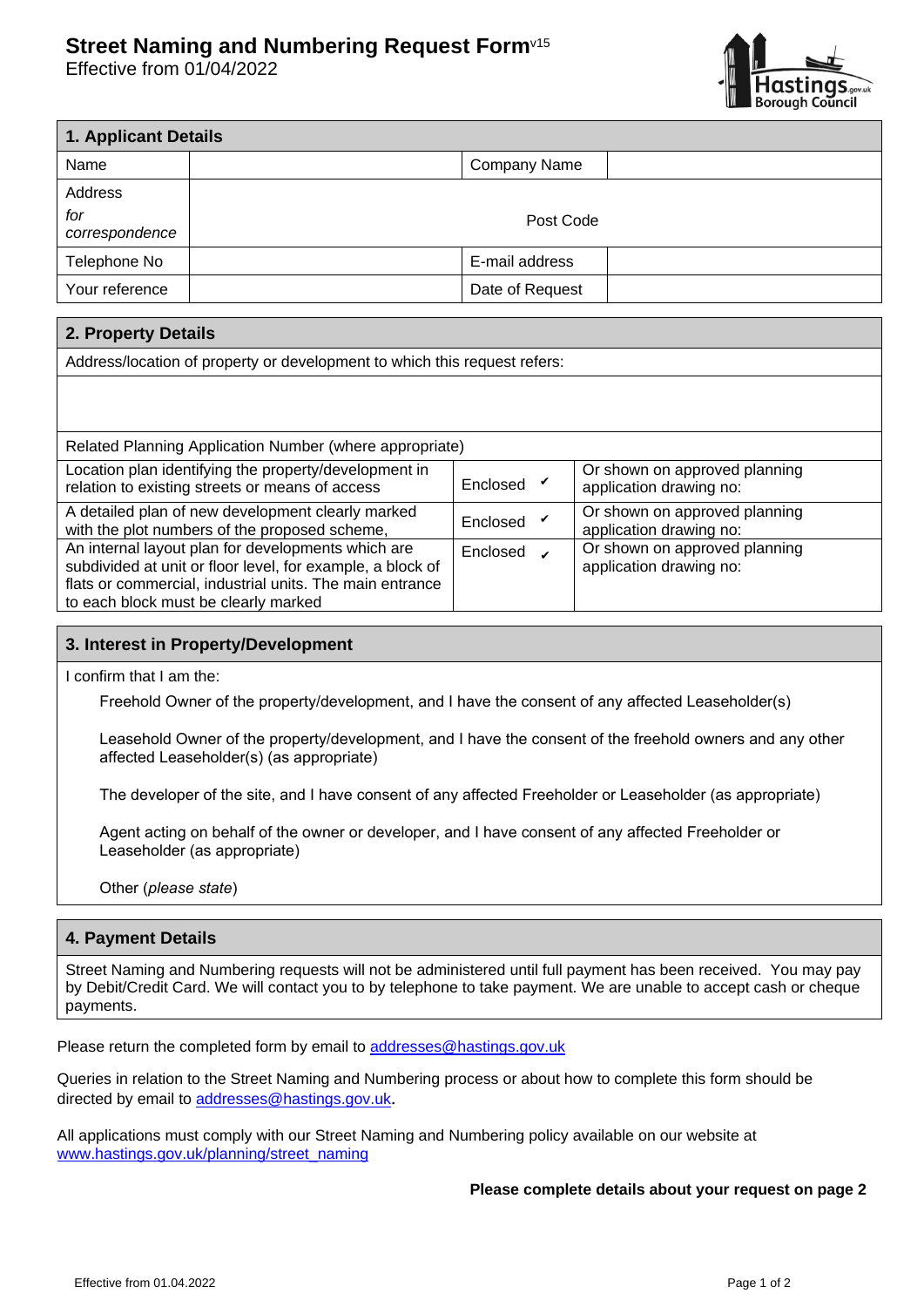# Street Naming and Numbering Request Form[v15]

Effective from 01/04/2022

| 1. Applicant Details | | | |
|---|---|---|---|
| Name | | Company Name | |
| Address *for correspondence* | | Post Code | |
| Telephone No | | E-mail address | |
| Your reference | | Date of Request | |

| 2. Property Details | | |
|---|---|---|
| Address/location of property or development to which this request refers: | | |
| | | |
| Related Planning Application Number (where appropriate) | | |
| Location plan identifying the property/development in relation to existing streets or means of access | Enclosed ✔ | Or shown on approved planning application drawing no: |
| A detailed plan of new development clearly marked with the plot numbers of the proposed scheme, | Enclosed ✔ | Or shown on approved planning application drawing no: |
| An internal layout plan for developments which are subdivided at unit or floor level, for example, a block of flats or commercial, industrial units. The main entrance to each block must be clearly marked | Enclosed ✔ | Or shown on approved planning application drawing no: |

## 3. Interest in Property/Development

I confirm that I am the:

Freehold Owner of the property/development, and I have the consent of any affected Leaseholder(s)

Leasehold Owner of the property/development, and I have the consent of the freehold owners and any other affected Leaseholder(s) (as appropriate)

The developer of the site, and I have consent of any affected Freeholder or Leaseholder (as appropriate)

Agent acting on behalf of the owner or developer, and I have consent of any affected Freeholder or Leaseholder (as appropriate)

Other (*please state*)

## 4. Payment Details

Street Naming and Numbering requests will not be administered until full payment has been received. You may pay by Debit/Credit Card. We will contact you to by telephone to take payment. We are unable to accept cash or cheque payments.

Please return the completed form by email to addresses@hastings.gov.uk

Queries in relation to the Street Naming and Numbering process or about how to complete this form should be directed by email to addresses@hastings.gov.uk.

All applications must comply with our Street Naming and Numbering policy available on our website at www.hastings.gov.uk/planning/street_naming

**Please complete details about your request on page 2**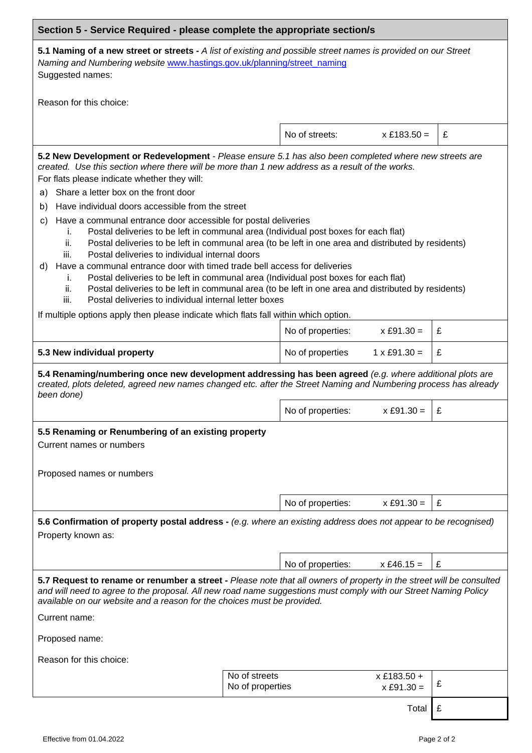## Section 5 - Service Required - please complete the appropriate section/s

**5.1 Naming of a new street or streets -** *A list of existing and possible street names is provided on our Street Naming and Numbering website* www.hastings.gov.uk/planning/street_naming

Suggested names:

Reason for this choice:

| | | | |
|---|---|---|---|
| | No of streets: | x £183.50 = | £ |

**5.2 New Development or Redevelopment** - *Please ensure 5.1 has also been completed where new streets are created. Use this section where there will be more than 1 new address as a result of the works.*

For flats please indicate whether they will:

a) Share a letter box on the front door
b) Have individual doors accessible from the street
c) Have a communal entrance door accessible for postal deliveries
   i. Postal deliveries to be left in communal area (Individual post boxes for each flat)
   ii. Postal deliveries to be left in communal area (to be left in one area and distributed by residents)
   iii. Postal deliveries to individual internal doors
d) Have a communal entrance door with timed trade bell access for deliveries
   i. Postal deliveries to be left in communal area (Individual post boxes for each flat)
   ii. Postal deliveries to be left in communal area (to be left in one area and distributed by residents)
   iii. Postal deliveries to individual internal letter boxes

If multiple options apply then please indicate which flats fall within which option.

| | | | |
|---|---|---|---|
| | No of properties: | x £91.30 = | £ |
| **5.3 New individual property** | No of properties | 1 x £91.30 = | £ |

**5.4 Renaming/numbering once new development addressing has been agreed** *(e.g. where additional plots are created, plots deleted, agreed new names changed etc. after the Street Naming and Numbering process has already been done)*

| | | | |
|---|---|---|---|
| | No of properties: | x £91.30 = | £ |

**5.5 Renaming or Renumbering of an existing property**

Current names or numbers

Proposed names or numbers

| | | | |
|---|---|---|---|
| | No of properties: | x £91.30 = | £ |

**5.6 Confirmation of property postal address -** *(e.g. where an existing address does not appear to be recognised)*

Property known as:

| | | | |
|---|---|---|---|
| | No of properties: | x £46.15 = | £ |

**5.7 Request to rename or renumber a street -** *Please note that all owners of property in the street will be consulted and will need to agree to the proposal. All new road name suggestions must comply with our Street Naming Policy available on our website and a reason for the choices must be provided.*

Current name:

Proposed name:

Reason for this choice:

| | | | |
|---|---|---|---|
| | No of streets<br>No of properties | x £183.50 +<br>x £91.30 = | £ |
| | | Total | £ |

Effective from 01.04.2022